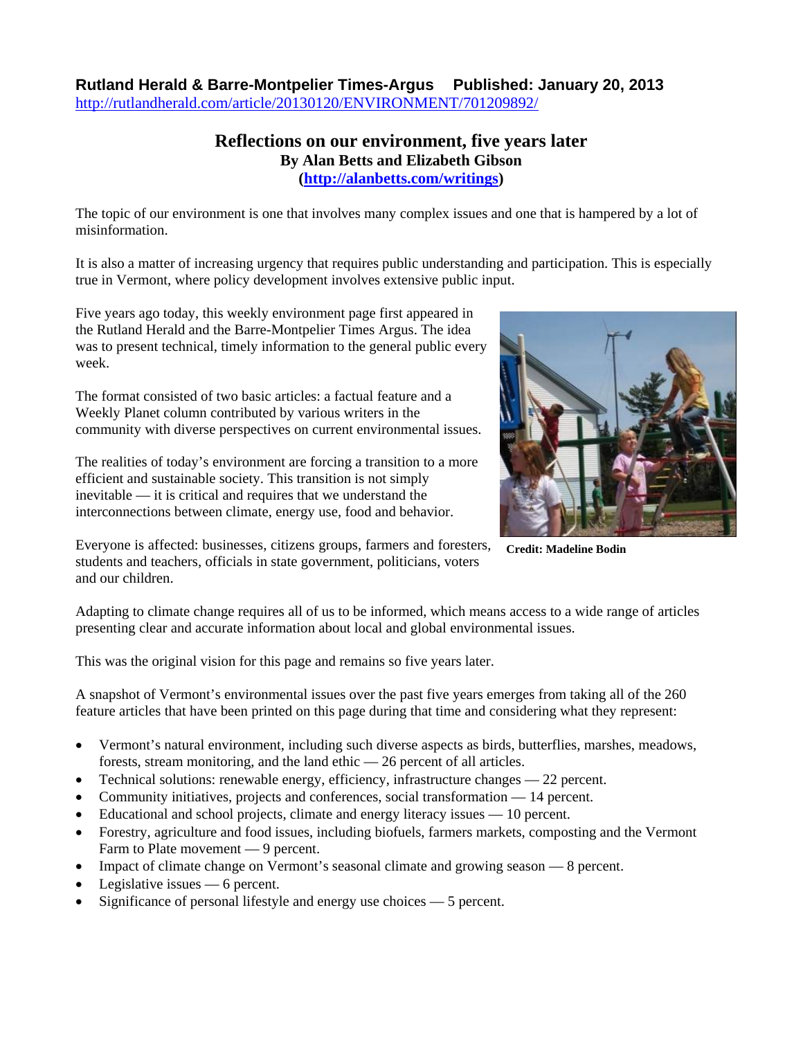**Rutland Herald & Barre-Montpelier Times-Argus Published: January 20, 2013**
http://rutlandherald.com/article/20130120/ENVIRONMENT/701209892/

# Reflections on our environment, five years later

**By Alan Betts and Elizabeth Gibson**
**(http://alanbetts.com/writings)**

The topic of our environment is one that involves many complex issues and one that is hampered by a lot of misinformation.

It is also a matter of increasing urgency that requires public understanding and participation. This is especially true in Vermont, where policy development involves extensive public input.

Five years ago today, this weekly environment page first appeared in the Rutland Herald and the Barre-Montpelier Times Argus. The idea was to present technical, timely information to the general public every week.

The format consisted of two basic articles: a factual feature and a Weekly Planet column contributed by various writers in the community with diverse perspectives on current environmental issues.

The realities of today's environment are forcing a transition to a more efficient and sustainable society. This transition is not simply inevitable — it is critical and requires that we understand the interconnections between climate, energy use, food and behavior.

Everyone is affected: businesses, citizens groups, farmers and foresters, students and teachers, officials in state government, politicians, voters and our children.

**Credit: Madeline Bodin**

Adapting to climate change requires all of us to be informed, which means access to a wide range of articles presenting clear and accurate information about local and global environmental issues.

This was the original vision for this page and remains so five years later.

A snapshot of Vermont's environmental issues over the past five years emerges from taking all of the 260 feature articles that have been printed on this page during that time and considering what they represent:

- Vermont's natural environment, including such diverse aspects as birds, butterflies, marshes, meadows, forests, stream monitoring, and the land ethic — 26 percent of all articles.
- Technical solutions: renewable energy, efficiency, infrastructure changes — 22 percent.
- Community initiatives, projects and conferences, social transformation — 14 percent.
- Educational and school projects, climate and energy literacy issues — 10 percent.
- Forestry, agriculture and food issues, including biofuels, farmers markets, composting and the Vermont Farm to Plate movement — 9 percent.
- Impact of climate change on Vermont's seasonal climate and growing season — 8 percent.
- Legislative issues — 6 percent.
- Significance of personal lifestyle and energy use choices — 5 percent.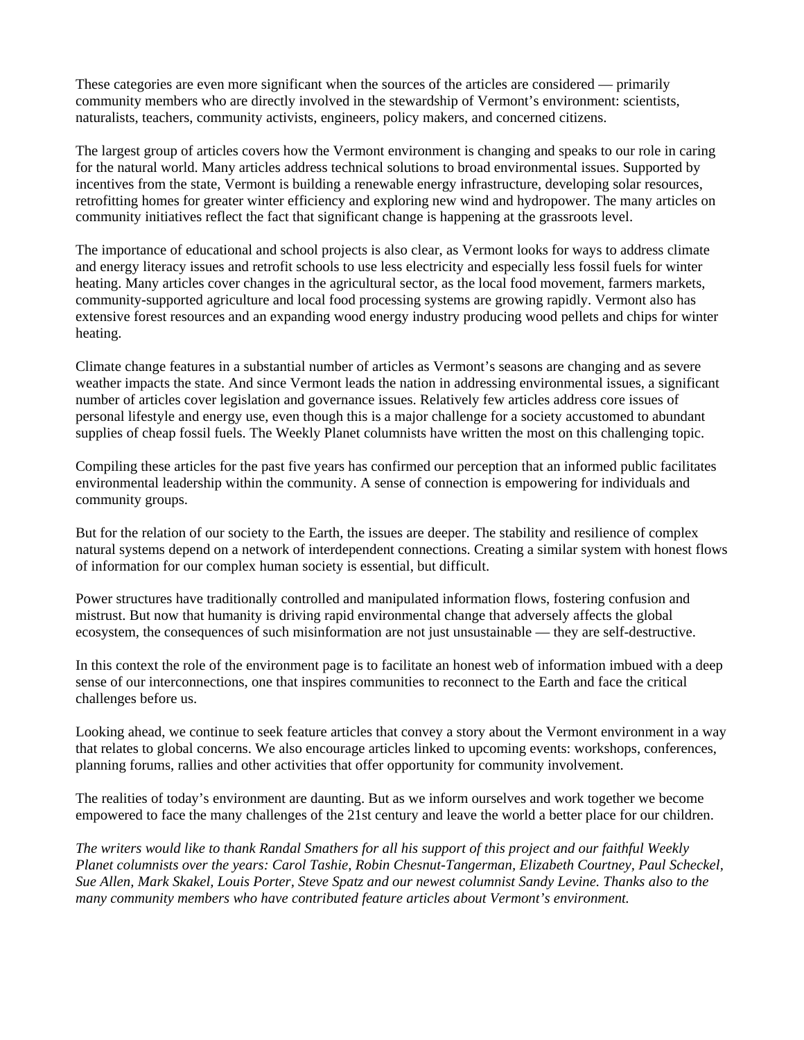These categories are even more significant when the sources of the articles are considered — primarily community members who are directly involved in the stewardship of Vermont's environment: scientists, naturalists, teachers, community activists, engineers, policy makers, and concerned citizens.

The largest group of articles covers how the Vermont environment is changing and speaks to our role in caring for the natural world. Many articles address technical solutions to broad environmental issues. Supported by incentives from the state, Vermont is building a renewable energy infrastructure, developing solar resources, retrofitting homes for greater winter efficiency and exploring new wind and hydropower. The many articles on community initiatives reflect the fact that significant change is happening at the grassroots level.

The importance of educational and school projects is also clear, as Vermont looks for ways to address climate and energy literacy issues and retrofit schools to use less electricity and especially less fossil fuels for winter heating. Many articles cover changes in the agricultural sector, as the local food movement, farmers markets, community-supported agriculture and local food processing systems are growing rapidly. Vermont also has extensive forest resources and an expanding wood energy industry producing wood pellets and chips for winter heating.

Climate change features in a substantial number of articles as Vermont's seasons are changing and as severe weather impacts the state. And since Vermont leads the nation in addressing environmental issues, a significant number of articles cover legislation and governance issues. Relatively few articles address core issues of personal lifestyle and energy use, even though this is a major challenge for a society accustomed to abundant supplies of cheap fossil fuels. The Weekly Planet columnists have written the most on this challenging topic.

Compiling these articles for the past five years has confirmed our perception that an informed public facilitates environmental leadership within the community. A sense of connection is empowering for individuals and community groups.

But for the relation of our society to the Earth, the issues are deeper. The stability and resilience of complex natural systems depend on a network of interdependent connections. Creating a similar system with honest flows of information for our complex human society is essential, but difficult.

Power structures have traditionally controlled and manipulated information flows, fostering confusion and mistrust. But now that humanity is driving rapid environmental change that adversely affects the global ecosystem, the consequences of such misinformation are not just unsustainable — they are self-destructive.

In this context the role of the environment page is to facilitate an honest web of information imbued with a deep sense of our interconnections, one that inspires communities to reconnect to the Earth and face the critical challenges before us.

Looking ahead, we continue to seek feature articles that convey a story about the Vermont environment in a way that relates to global concerns. We also encourage articles linked to upcoming events: workshops, conferences, planning forums, rallies and other activities that offer opportunity for community involvement.

The realities of today's environment are daunting. But as we inform ourselves and work together we become empowered to face the many challenges of the 21st century and leave the world a better place for our children.

*The writers would like to thank Randal Smathers for all his support of this project and our faithful Weekly Planet columnists over the years: Carol Tashie, Robin Chesnut-Tangerman, Elizabeth Courtney, Paul Scheckel, Sue Allen, Mark Skakel, Louis Porter, Steve Spatz and our newest columnist Sandy Levine. Thanks also to the many community members who have contributed feature articles about Vermont's environment.*